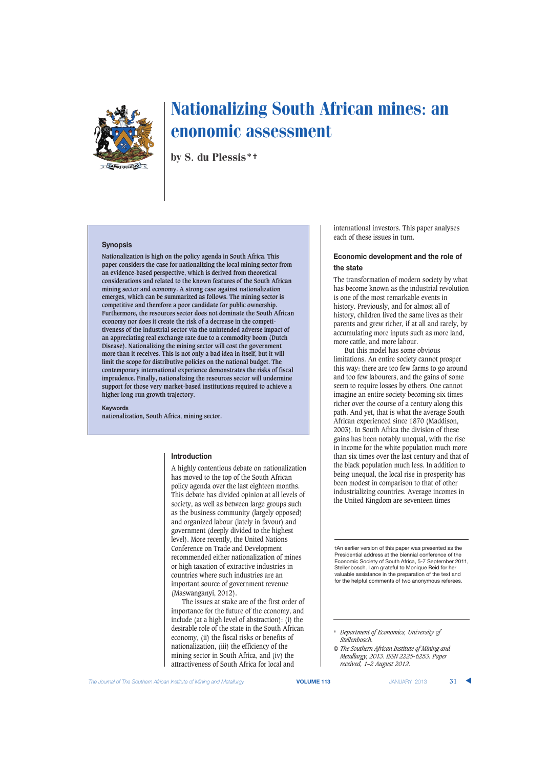# Nationalizing South African mines: an enonomic assessment

by S. du Plessis*†

## Synopsis

**Nationalization is high on the policy agenda in South Africa. This paper considers the case for nationalizing the local mining sector from an evidence-based perspective, which is derived from theoretical considerations and related to the known features of the South African mining sector and economy. A strong case against nationalization emerges, which can be summarized as follows. The mining sector is competitive and therefore a poor candidate for public ownership. Furthermore, the resources sector does not dominate the South African economy nor does it create the risk of a decrease in the competitiveness of the industrial sector via the unintended adverse impact of an appreciating real exchange rate due to a commodity boom (Dutch Disease). Nationalizing the mining sector will cost the government more than it receives. This is not only a bad idea in itself, but it will limit the scope for distributive policies on the national budget. The contemporary international experience demonstrates the risks of fiscal imprudence. Finally, nationalizing the resources sector will undermine support for those very market-based institutions required to achieve a higher long-run growth trajectory.**

**Keywords**
nationalization, South Africa, mining sector.

## Introduction

A highly contentious debate on nationalization has moved to the top of the South African policy agenda over the last eighteen months. This debate has divided opinion at all levels of society, as well as between large groups such as the business community (largely opposed) and organized labour (lately in favour) and government (deeply divided to the highest level). More recently, the United Nations Conference on Trade and Development recommended either nationalization of mines or high taxation of extractive industries in countries where such industries are an important source of government revenue (Maswanganyi, 2012).

The issues at stake are of the first order of importance for the future of the economy, and include (at a high level of abstraction): (i) the desirable role of the state in the South African economy, (ii) the fiscal risks or benefits of nationalization, (iii) the efficiency of the mining sector in South Africa, and (iv) the attractiveness of South Africa for local and international investors. This paper analyses each of these issues in turn.

## Economic development and the role of the state

The transformation of modern society by what has become known as the industrial revolution is one of the most remarkable events in history. Previously, and for almost all of history, children lived the same lives as their parents and grew richer, if at all and rarely, by accumulating more inputs such as more land, more cattle, and more labour.

But this model has some obvious limitations. An entire society cannot prosper this way: there are too few farms to go around and too few labourers, and the gains of some seem to require losses by others. One cannot imagine an entire society becoming six times richer over the course of a century along this path. And yet, that is what the average South African experienced since 1870 (Maddison, 2003). In South Africa the division of these gains has been notably unequal, with the rise in income for the white population much more than six times over the last century and that of the black population much less. In addition to being unequal, the local rise in prosperity has been modest in comparison to that of other industrializing countries. Average incomes in the United Kingdom are seventeen times

†An earlier version of this paper was presented as the Presidential address at the biennial conference of the Economic Society of South Africa, 5-7 September 2011, Stellenbosch. I am grateful to Monique Reid for her valuable assistance in the preparation of the text and for the helpful comments of two anonymous referees.

\* *Department of Economics, University of Stellenbosch.*

© *The Southern African Institute of Mining and Metallurgy, 2013. ISSN 2225-6253. Paper received, 1–2 August 2012.*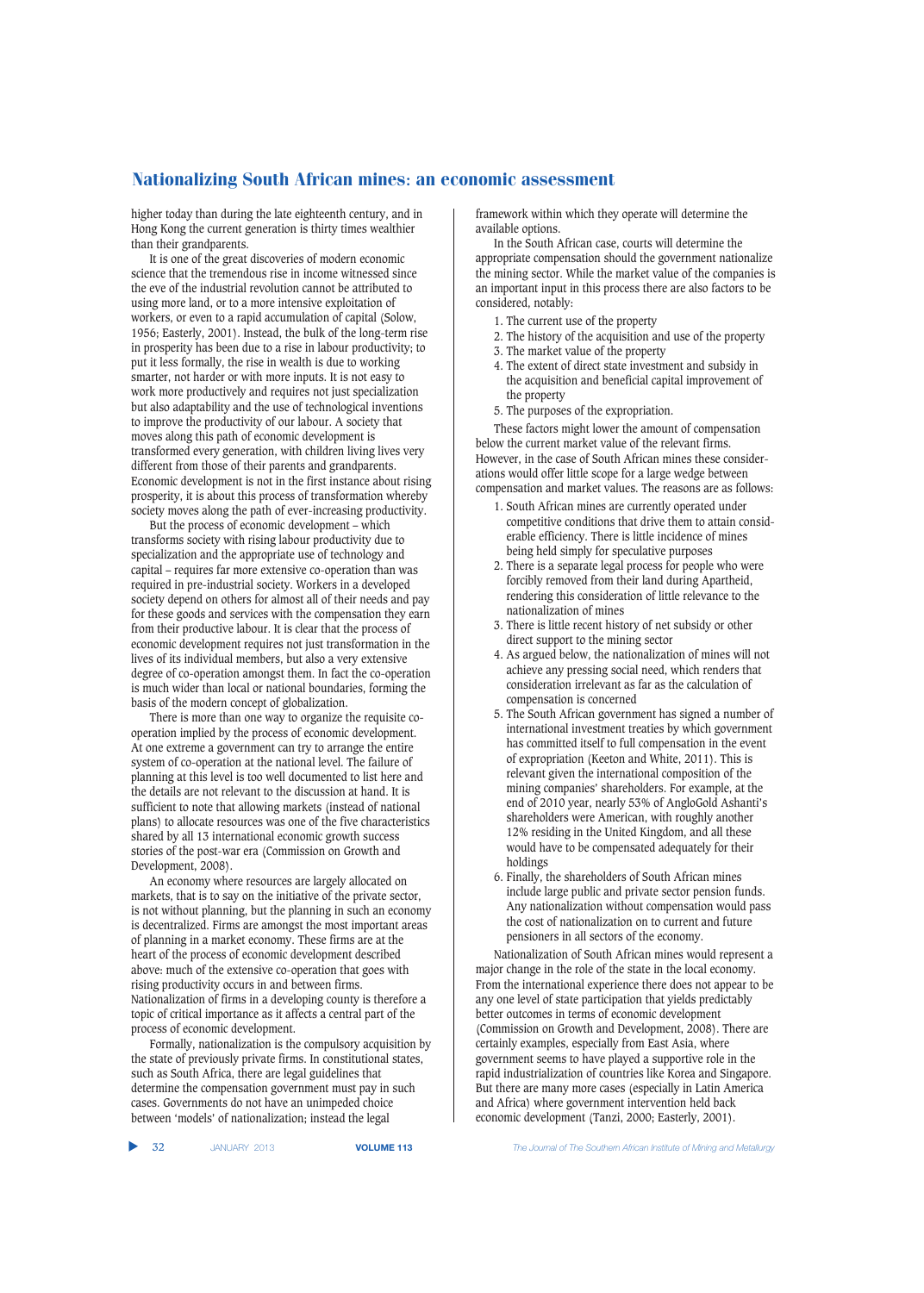higher today than during the late eighteenth century, and in Hong Kong the current generation is thirty times wealthier than their grandparents.

It is one of the great discoveries of modern economic science that the tremendous rise in income witnessed since the eve of the industrial revolution cannot be attributed to using more land, or to a more intensive exploitation of workers, or even to a rapid accumulation of capital (Solow, 1956; Easterly, 2001). Instead, the bulk of the long-term rise in prosperity has been due to a rise in labour productivity; to put it less formally, the rise in wealth is due to working smarter, not harder or with more inputs. It is not easy to work more productively and requires not just specialization but also adaptability and the use of technological inventions to improve the productivity of our labour. A society that moves along this path of economic development is transformed every generation, with children living lives very different from those of their parents and grandparents. Economic development is not in the first instance about rising prosperity, it is about this process of transformation whereby society moves along the path of ever-increasing productivity.

But the process of economic development – which transforms society with rising labour productivity due to specialization and the appropriate use of technology and capital – requires far more extensive co-operation than was required in pre-industrial society. Workers in a developed society depend on others for almost all of their needs and pay for these goods and services with the compensation they earn from their productive labour. It is clear that the process of economic development requires not just transformation in the lives of its individual members, but also a very extensive degree of co-operation amongst them. In fact the co-operation is much wider than local or national boundaries, forming the basis of the modern concept of globalization.

There is more than one way to organize the requisite co-operation implied by the process of economic development. At one extreme a government can try to arrange the entire system of co-operation at the national level. The failure of planning at this level is too well documented to list here and the details are not relevant to the discussion at hand. It is sufficient to note that allowing markets (instead of national plans) to allocate resources was one of the five characteristics shared by all 13 international economic growth success stories of the post-war era (Commission on Growth and Development, 2008).

An economy where resources are largely allocated on markets, that is to say on the initiative of the private sector, is not without planning, but the planning in such an economy is decentralized. Firms are amongst the most important areas of planning in a market economy. These firms are at the heart of the process of economic development described above: much of the extensive co-operation that goes with rising productivity occurs in and between firms. Nationalization of firms in a developing county is therefore a topic of critical importance as it affects a central part of the process of economic development.

Formally, nationalization is the compulsory acquisition by the state of previously private firms. In constitutional states, such as South Africa, there are legal guidelines that determine the compensation government must pay in such cases. Governments do not have an unimpeded choice between 'models' of nationalization; instead the legal framework within which they operate will determine the available options.

In the South African case, courts will determine the appropriate compensation should the government nationalize the mining sector. While the market value of the companies is an important input in this process there are also factors to be considered, notably:

1. The current use of the property
2. The history of the acquisition and use of the property
3. The market value of the property
4. The extent of direct state investment and subsidy in the acquisition and beneficial capital improvement of the property
5. The purposes of the expropriation.

These factors might lower the amount of compensation below the current market value of the relevant firms. However, in the case of South African mines these considerations would offer little scope for a large wedge between compensation and market values. The reasons are as follows:

1. South African mines are currently operated under competitive conditions that drive them to attain considerable efficiency. There is little incidence of mines being held simply for speculative purposes
2. There is a separate legal process for people who were forcibly removed from their land during Apartheid, rendering this consideration of little relevance to the nationalization of mines
3. There is little recent history of net subsidy or other direct support to the mining sector
4. As argued below, the nationalization of mines will not achieve any pressing social need, which renders that consideration irrelevant as far as the calculation of compensation is concerned
5. The South African government has signed a number of international investment treaties by which government has committed itself to full compensation in the event of expropriation (Keeton and White, 2011). This is relevant given the international composition of the mining companies' shareholders. For example, at the end of 2010 year, nearly 53% of AngloGold Ashanti's shareholders were American, with roughly another 12% residing in the United Kingdom, and all these would have to be compensated adequately for their holdings
6. Finally, the shareholders of South African mines include large public and private sector pension funds. Any nationalization without compensation would pass the cost of nationalization on to current and future pensioners in all sectors of the economy.

Nationalization of South African mines would represent a major change in the role of the state in the local economy. From the international experience there does not appear to be any one level of state participation that yields predictably better outcomes in terms of economic development (Commission on Growth and Development, 2008). There are certainly examples, especially from East Asia, where government seems to have played a supportive role in the rapid industrialization of countries like Korea and Singapore. But there are many more cases (especially in Latin America and Africa) where government intervention held back economic development (Tanzi, 2000; Easterly, 2001).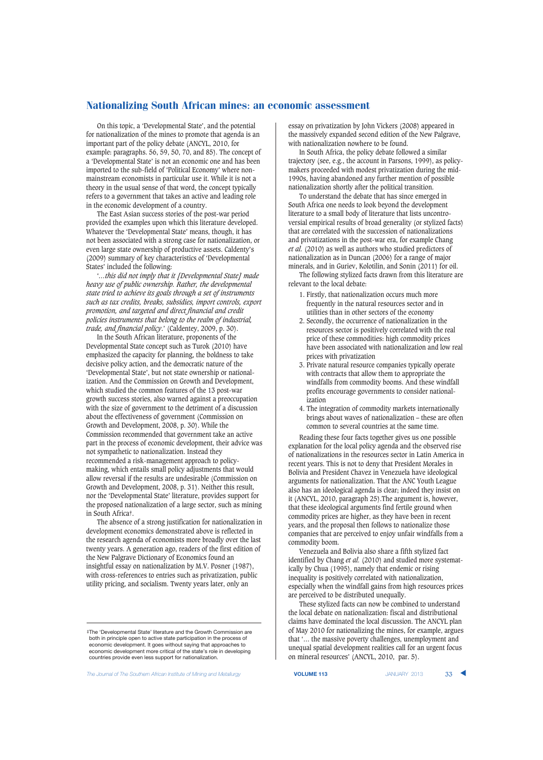On this topic, a 'Developmental State', and the potential for nationalization of the mines to promote that agenda is an important part of the policy debate (ANCYL, 2010, for example: paragraphs. 56, 59, 50, 70, and 85). The concept of a 'Developmental State' is not an economic one and has been imported to the sub-field of 'Political Economy' where non-mainstream economists in particular use it. While it is not a theory in the usual sense of that word, the concept typically refers to a government that takes an active and leading role in the economic development of a country.

The East Asian success stories of the post-war period provided the examples upon which this literature developed. Whatever the 'Developmental State' means, though, it has not been associated with a strong case for nationalization, or even large state ownership of productive assets. Caldenty's (2009) summary of key characteristics of 'Developmental States' included the following:

'*...this did not imply that it [Developmental State] made heavy use of public ownership. Rather, the developmental state tried to achieve its goals through a set of instruments such as tax credits, breaks, subsidies, import controls, export promotion, and targeted and direct financial and credit policies instruments that belong to the realm of industrial, trade, and financial policy*.' (Caldentey, 2009, p. 30).

In the South African literature, proponents of the Developmental State concept such as Turok (2010) have emphasized the capacity for planning, the boldness to take decisive policy action, and the democratic nature of the 'Developmental State', but not state ownership or nationalization. And the Commission on Growth and Development, which studied the common features of the 13 post-war growth success stories, also warned against a preoccupation with the size of government to the detriment of a discussion about the effectiveness of government (Commission on Growth and Development, 2008, p. 30). While the Commission recommended that government take an active part in the process of economic development, their advice was not sympathetic to nationalization. Instead they recommended a risk-management approach to policy-making, which entails small policy adjustments that would allow reversal if the results are undesirable (Commission on Growth and Development, 2008, p. 31). Neither this result, nor the 'Developmental State' literature, provides support for the proposed nationalization of a large sector, such as mining in South Africa†.

The absence of a strong justification for nationalization in development economics demonstrated above is reflected in the research agenda of economists more broadly over the last twenty years. A generation ago, readers of the first edition of the New Palgrave Dictionary of Economics found an insightful essay on nationalization by M.V. Posner (1987), with cross-references to entries such as privatization, public utility pricing, and socialism. Twenty years later, only an essay on privatization by John Vickers (2008) appeared in the massively expanded second edition of the New Palgrave, with nationalization nowhere to be found.

In South Africa, the policy debate followed a similar trajectory (see, e.g., the account in Parsons, 1999), as policy-makers proceeded with modest privatization during the mid-1990s, having abandoned any further mention of possible nationalization shortly after the political transition.

To understand the debate that has since emerged in South Africa one needs to look beyond the development literature to a small body of literature that lists uncontroversial empirical results of broad generality (or stylized facts) that are correlated with the succession of nationalizations and privatizations in the post-war era, for example Chang *et al.* (2010) as well as authors who studied predictors of nationalization as in Duncan (2006) for a range of major minerals, and in Guriev, Kolotilin, and Sonin (2011) for oil.

The following stylized facts drawn from this literature are relevant to the local debate:

1. Firstly, that nationalization occurs much more frequently in the natural resources sector and in utilities than in other sectors of the economy
2. Secondly, that the occurrence of nationalization in the resources sector is positively correlated with the real price of these commodities: high commodity prices have been associated with nationalization and low real prices with privatization
3. Private natural resource companies typically operate with contracts that allow them to appropriate the windfalls from commodity booms. And these windfall profits encourage governments to consider nationalization
4. The integration of commodity markets internationally brings about waves of nationalization – these are often common to several countries at the same time.

Reading these four facts together gives us one possible explanation for the local policy agenda and the observed rise of nationalizations in the resources sector in Latin America in recent years. This is not to deny that President Morales in Bolivia and President Chavez in Venezuela have ideological arguments for nationalization. That the ANC Youth League also has an ideological agenda is clear; indeed they insist on it (ANCYL, 2010, paragraph 25).The argument is, however, that these ideological arguments find fertile ground when commodity prices are higher, as they have been in recent years, and the proposal then follows to nationalize those companies that are perceived to enjoy unfair windfalls from a commodity boom.

Venezuela and Bolivia also share a fifth stylized fact identified by Chang *et al.* (2010) and studied more systematically by Chua (1995), namely that endemic or rising inequality is positively correlated with nationalization, especially when the windfall gains from high resources prices are perceived to be distributed unequally.

These stylized facts can now be combined to understand the local debate on nationalization: fiscal and distributional claims have dominated the local discussion. The ANCYL plan of May 2010 for nationalizing the mines, for example, argues that '... the massive poverty challenges, unemployment and unequal spatial development realities call for an urgent focus on mineral resources' (ANCYL, 2010, par. 5).

---

†The 'Developmental State' literature and the Growth Commission are both in principle open to active state participation in the process of economic development. It goes without saying that approaches to economic development more critical of the state's role in developing countries provide even less support for nationalization.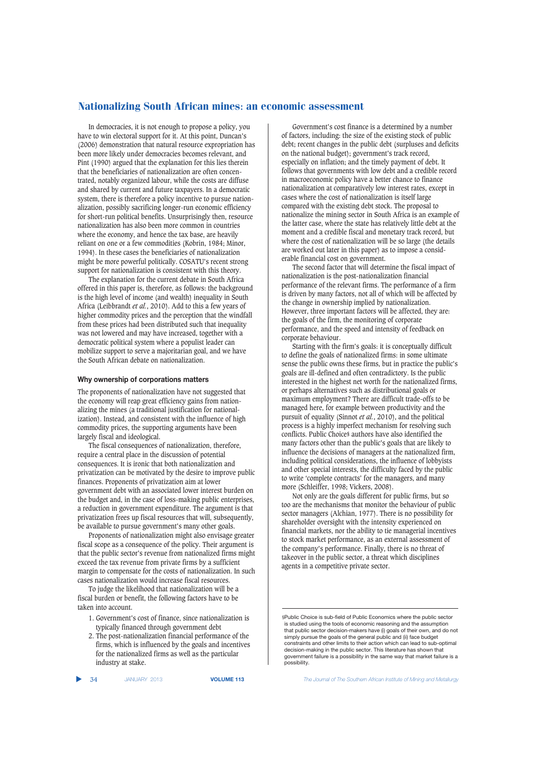In democracies, it is not enough to propose a policy, you have to win electoral support for it. At this point, Duncan's (2006) demonstration that natural resource expropriation has been more likely under democracies becomes relevant, and Pint (1990) argued that the explanation for this lies therein that the beneficiaries of nationalization are often concentrated, notably organized labour, while the costs are diffuse and shared by current and future taxpayers. In a democratic system, there is therefore a policy incentive to pursue nationalization, possibly sacrificing longer-run economic efficiency for short-run political benefits. Unsurprisingly then, resource nationalization has also been more common in countries where the economy, and hence the tax base, are heavily reliant on one or a few commodities (Kobrin, 1984; Minor, 1994). In these cases the beneficiaries of nationalization might be more powerful politically. COSATU's recent strong support for nationalization is consistent with this theory.

The explanation for the current debate in South Africa offered in this paper is, therefore, as follows: the background is the high level of income (and wealth) inequality in South Africa (Leibbrandt *et al.*, 2010). Add to this a few years of higher commodity prices and the perception that the windfall from these prices had been distributed such that inequality was not lowered and may have increased, together with a democratic political system where a populist leader can mobilize support to serve a majoritarian goal, and we have the South African debate on nationalization.

### Why ownership of corporations matters

The proponents of nationalization have not suggested that the economy will reap great efficiency gains from nationalizing the mines (a traditional justification for nationalization). Instead, and consistent with the influence of high commodity prices, the supporting arguments have been largely fiscal and ideological.

The fiscal consequences of nationalization, therefore, require a central place in the discussion of potential consequences. It is ironic that both nationalization and privatization can be motivated by the desire to improve public finances. Proponents of privatization aim at lower government debt with an associated lower interest burden on the budget and, in the case of loss-making public enterprises, a reduction in government expenditure. The argument is that privatization frees up fiscal resources that will, subsequently, be available to pursue government's many other goals.

Proponents of nationalization might also envisage greater fiscal scope as a consequence of the policy. Their argument is that the public sector's revenue from nationalized firms might exceed the tax revenue from private firms by a sufficient margin to compensate for the costs of nationalization. In such cases nationalization would increase fiscal resources.

To judge the likelihood that nationalization will be a fiscal burden or benefit, the following factors have to be taken into account.

1. Government's cost of finance, since nationalization is typically financed through government debt
2. The post-nationalization financial performance of the firms, which is influenced by the goals and incentives for the nationalized firms as well as the particular industry at stake.

Government's cost finance is a determined by a number of factors, including: the size of the existing stock of public debt; recent changes in the public debt (surpluses and deficits on the national budget); government's track record, especially on inflation; and the timely payment of debt. It follows that governments with low debt and a credible record in macroeconomic policy have a better chance to finance nationalization at comparatively low interest rates, except in cases where the cost of nationalization is itself large compared with the existing debt stock. The proposal to nationalize the mining sector in South Africa is an example of the latter case, where the state has relatively little debt at the moment and a credible fiscal and monetary track record, but where the cost of nationalization will be so large (the details are worked out later in this paper) as to impose a considerable financial cost on government.

The second factor that will determine the fiscal impact of nationalization is the post-nationalization financial performance of the relevant firms. The performance of a firm is driven by many factors, not all of which will be affected by the change in ownership implied by nationalization. However, three important factors will be affected, they are: the goals of the firm, the monitoring of corporate performance, and the speed and intensity of feedback on corporate behaviour.

Starting with the firm's goals: it is conceptually difficult to define the goals of nationalized firms: in some ultimate sense the public owns these firms, but in practice the public's goals are ill-defined and often contradictory. Is the public interested in the highest net worth for the nationalized firms, or perhaps alternatives such as distributional goals or maximum employment? There are difficult trade-offs to be managed here, for example between productivity and the pursuit of equality (Sinnot *et al.*, 2010), and the political process is a highly imperfect mechanism for resolving such conflicts. Public Choice§ authors have also identified the many factors other than the public's goals that are likely to influence the decisions of managers at the nationalized firm, including political considerations, the influence of lobbyists and other special interests, the difficulty faced by the public to write 'complete contracts' for the managers, and many more (Schleiffer, 1998; Vickers, 2008).

Not only are the goals different for public firms, but so too are the mechanisms that monitor the behaviour of public sector managers (Alchian, 1977). There is no possibility for shareholder oversight with the intensity experienced on financial markets, nor the ability to tie managerial incentives to stock market performance, as an external assessment of the company's performance. Finally, there is no threat of takeover in the public sector, a threat which disciplines agents in a competitive private sector.

---

§Public Choice is sub-field of Public Economics where the public sector is studied using the tools of economic reasoning and the assumption that public sector decision-makers have (i) goals of their own, and do not simply pursue the goals of the general public and (ii) face budget constraints and other limits to their action which can lead to sub-optimal decision-making in the public sector. This literature has shown that government failure is a possibility in the same way that market failure is a possibility.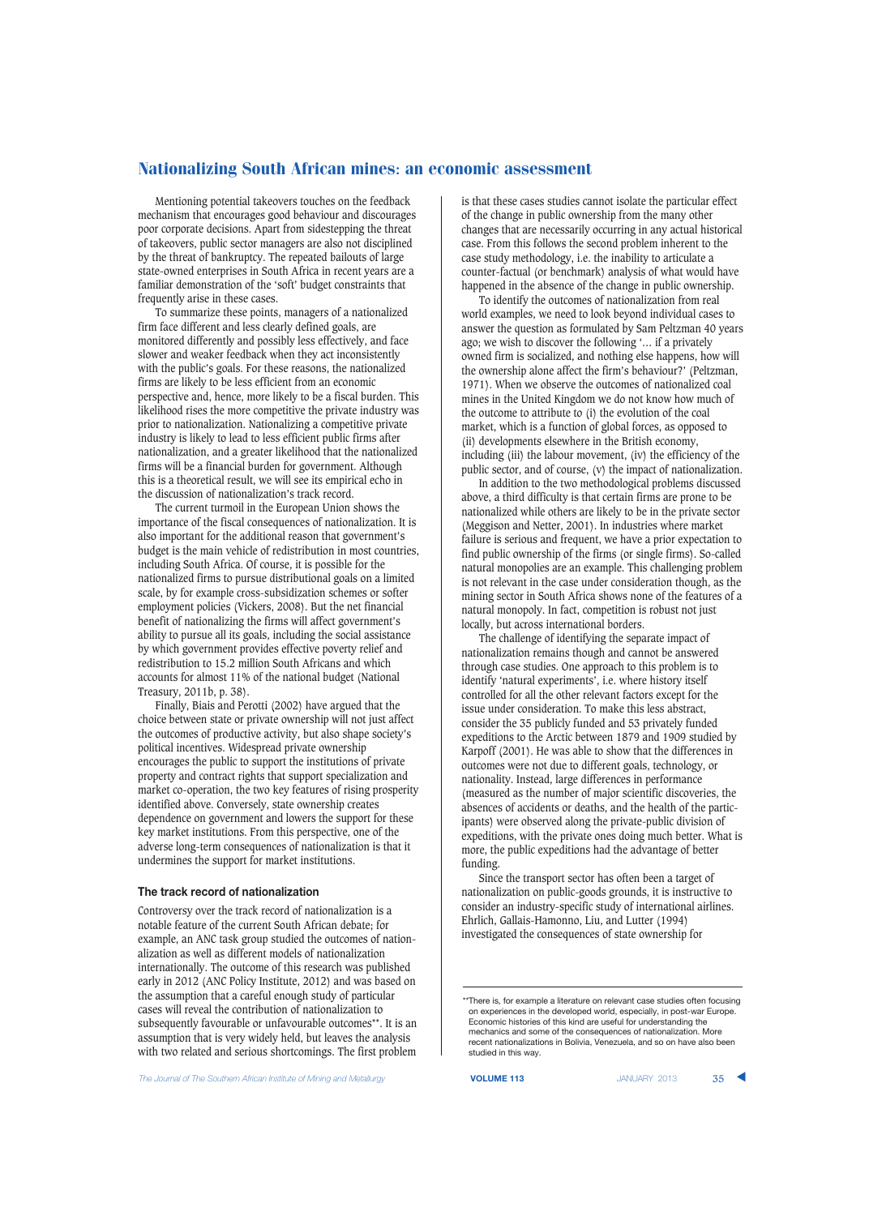Mentioning potential takeovers touches on the feedback mechanism that encourages good behaviour and discourages poor corporate decisions. Apart from sidestepping the threat of takeovers, public sector managers are also not disciplined by the threat of bankruptcy. The repeated bailouts of large state-owned enterprises in South Africa in recent years are a familiar demonstration of the 'soft' budget constraints that frequently arise in these cases.

To summarize these points, managers of a nationalized firm face different and less clearly defined goals, are monitored differently and possibly less effectively, and face slower and weaker feedback when they act inconsistently with the public's goals. For these reasons, the nationalized firms are likely to be less efficient from an economic perspective and, hence, more likely to be a fiscal burden. This likelihood rises the more competitive the private industry was prior to nationalization. Nationalizing a competitive private industry is likely to lead to less efficient public firms after nationalization, and a greater likelihood that the nationalized firms will be a financial burden for government. Although this is a theoretical result, we will see its empirical echo in the discussion of nationalization's track record.

The current turmoil in the European Union shows the importance of the fiscal consequences of nationalization. It is also important for the additional reason that government's budget is the main vehicle of redistribution in most countries, including South Africa. Of course, it is possible for the nationalized firms to pursue distributional goals on a limited scale, by for example cross-subsidization schemes or softer employment policies (Vickers, 2008). But the net financial benefit of nationalizing the firms will affect government's ability to pursue all its goals, including the social assistance by which government provides effective poverty relief and redistribution to 15.2 million South Africans and which accounts for almost 11% of the national budget (National Treasury, 2011b, p. 38).

Finally, Biais and Perotti (2002) have argued that the choice between state or private ownership will not just affect the outcomes of productive activity, but also shape society's political incentives. Widespread private ownership encourages the public to support the institutions of private property and contract rights that support specialization and market co-operation, the two key features of rising prosperity identified above. Conversely, state ownership creates dependence on government and lowers the support for these key market institutions. From this perspective, one of the adverse long-term consequences of nationalization is that it undermines the support for market institutions.

### The track record of nationalization

Controversy over the track record of nationalization is a notable feature of the current South African debate; for example, an ANC task group studied the outcomes of nationalization as well as different models of nationalization internationally. The outcome of this research was published early in 2012 (ANC Policy Institute, 2012) and was based on the assumption that a careful enough study of particular cases will reveal the contribution of nationalization to subsequently favourable or unfavourable outcomes**. It is an assumption that is very widely held, but leaves the analysis with two related and serious shortcomings. The first problem is that these cases studies cannot isolate the particular effect of the change in public ownership from the many other changes that are necessarily occurring in any actual historical case. From this follows the second problem inherent to the case study methodology, i.e. the inability to articulate a counter-factual (or benchmark) analysis of what would have happened in the absence of the change in public ownership.

To identify the outcomes of nationalization from real world examples, we need to look beyond individual cases to answer the question as formulated by Sam Peltzman 40 years ago; we wish to discover the following '... if a privately owned firm is socialized, and nothing else happens, how will the ownership alone affect the firm's behaviour?' (Peltzman, 1971). When we observe the outcomes of nationalized coal mines in the United Kingdom we do not know how much of the outcome to attribute to (i) the evolution of the coal market, which is a function of global forces, as opposed to (ii) developments elsewhere in the British economy, including (iii) the labour movement, (iv) the efficiency of the public sector, and of course, (v) the impact of nationalization.

In addition to the two methodological problems discussed above, a third difficulty is that certain firms are prone to be nationalized while others are likely to be in the private sector (Meggison and Netter, 2001). In industries where market failure is serious and frequent, we have a prior expectation to find public ownership of the firms (or single firms). So-called natural monopolies are an example. This challenging problem is not relevant in the case under consideration though, as the mining sector in South Africa shows none of the features of a natural monopoly. In fact, competition is robust not just locally, but across international borders.

The challenge of identifying the separate impact of nationalization remains though and cannot be answered through case studies. One approach to this problem is to identify 'natural experiments', i.e. where history itself controlled for all the other relevant factors except for the issue under consideration. To make this less abstract, consider the 35 publicly funded and 53 privately funded expeditions to the Arctic between 1879 and 1909 studied by Karpoff (2001). He was able to show that the differences in outcomes were not due to different goals, technology, or nationality. Instead, large differences in performance (measured as the number of major scientific discoveries, the absences of accidents or deaths, and the health of the participants) were observed along the private-public division of expeditions, with the private ones doing much better. What is more, the public expeditions had the advantage of better funding.

Since the transport sector has often been a target of nationalization on public-goods grounds, it is instructive to consider an industry-specific study of international airlines. Ehrlich, Gallais-Hamonno, Liu, and Lutter (1994) investigated the consequences of state ownership for

---

**There is, for example a literature on relevant case studies often focusing on experiences in the developed world, especially, in post-war Europe. Economic histories of this kind are useful for understanding the mechanics and some of the consequences of nationalization. More recent nationalizations in Bolivia, Venezuela, and so on have also been studied in this way.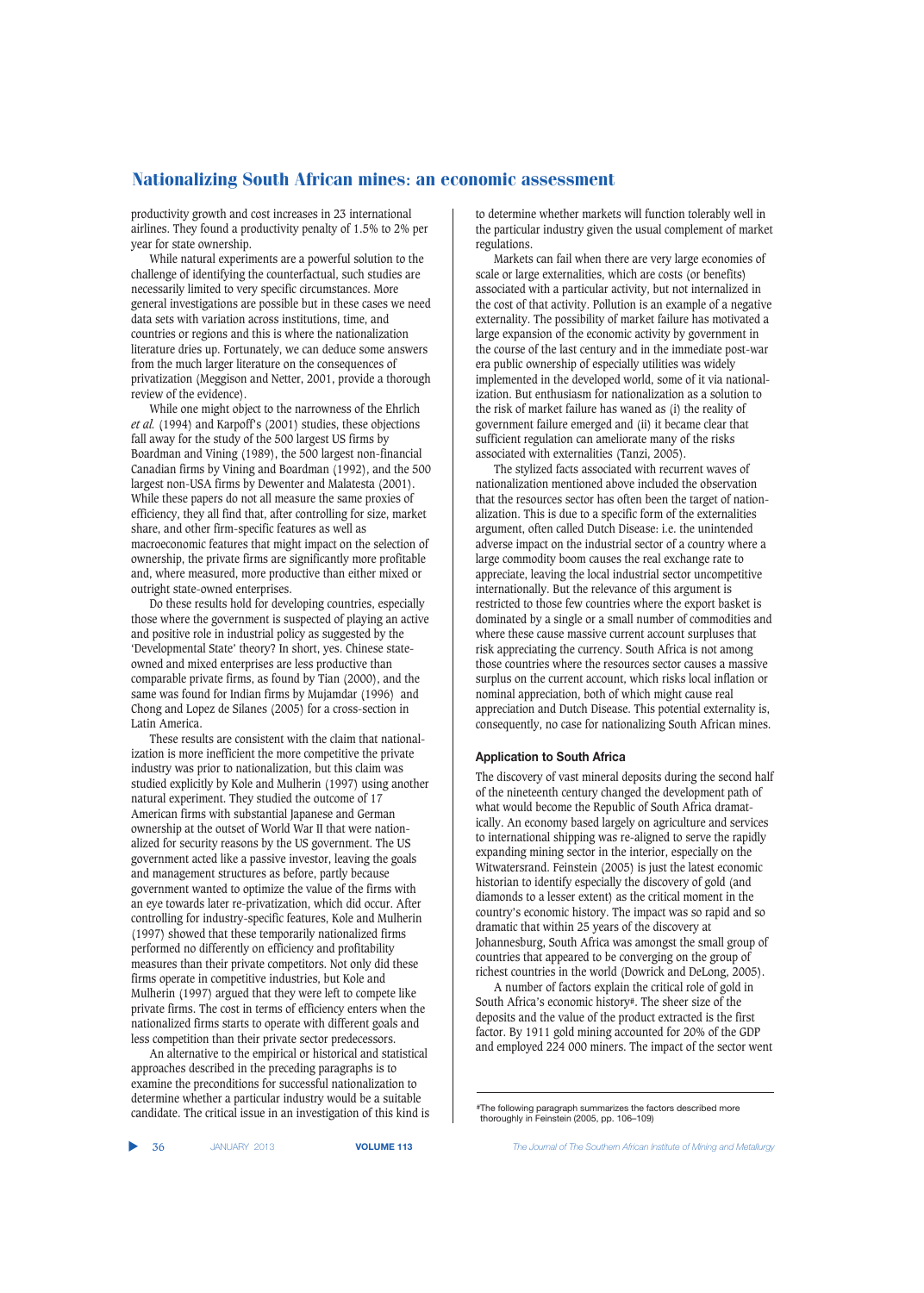productivity growth and cost increases in 23 international airlines. They found a productivity penalty of 1.5% to 2% per year for state ownership.

While natural experiments are a powerful solution to the challenge of identifying the counterfactual, such studies are necessarily limited to very specific circumstances. More general investigations are possible but in these cases we need data sets with variation across institutions, time, and countries or regions and this is where the nationalization literature dries up. Fortunately, we can deduce some answers from the much larger literature on the consequences of privatization (Meggison and Netter, 2001, provide a thorough review of the evidence).

While one might object to the narrowness of the Ehrlich *et al.* (1994) and Karpoff's (2001) studies, these objections fall away for the study of the 500 largest US firms by Boardman and Vining (1989), the 500 largest non-financial Canadian firms by Vining and Boardman (1992), and the 500 largest non-USA firms by Dewenter and Malatesta (2001). While these papers do not all measure the same proxies of efficiency, they all find that, after controlling for size, market share, and other firm-specific features as well as macroeconomic features that might impact on the selection of ownership, the private firms are significantly more profitable and, where measured, more productive than either mixed or outright state-owned enterprises.

Do these results hold for developing countries, especially those where the government is suspected of playing an active and positive role in industrial policy as suggested by the 'Developmental State' theory? In short, yes. Chinese state-owned and mixed enterprises are less productive than comparable private firms, as found by Tian (2000), and the same was found for Indian firms by Mujamdar (1996) and Chong and Lopez de Silanes (2005) for a cross-section in Latin America.

These results are consistent with the claim that nationalization is more inefficient the more competitive the private industry was prior to nationalization, but this claim was studied explicitly by Kole and Mulherin (1997) using another natural experiment. They studied the outcome of 17 American firms with substantial Japanese and German ownership at the outset of World War II that were nationalized for security reasons by the US government. The US government acted like a passive investor, leaving the goals and management structures as before, partly because government wanted to optimize the value of the firms with an eye towards later re-privatization, which did occur. After controlling for industry-specific features, Kole and Mulherin (1997) showed that these temporarily nationalized firms performed no differently on efficiency and profitability measures than their private competitors. Not only did these firms operate in competitive industries, but Kole and Mulherin (1997) argued that they were left to compete like private firms. The cost in terms of efficiency enters when the nationalized firms starts to operate with different goals and less competition than their private sector predecessors.

An alternative to the empirical or historical and statistical approaches described in the preceding paragraphs is to examine the preconditions for successful nationalization to determine whether a particular industry would be a suitable candidate. The critical issue in an investigation of this kind is to determine whether markets will function tolerably well in the particular industry given the usual complement of market regulations.

Markets can fail when there are very large economies of scale or large externalities, which are costs (or benefits) associated with a particular activity, but not internalized in the cost of that activity. Pollution is an example of a negative externality. The possibility of market failure has motivated a large expansion of the economic activity by government in the course of the last century and in the immediate post-war era public ownership of especially utilities was widely implemented in the developed world, some of it via nationalization. But enthusiasm for nationalization as a solution to the risk of market failure has waned as (i) the reality of government failure emerged and (ii) it became clear that sufficient regulation can ameliorate many of the risks associated with externalities (Tanzi, 2005).

The stylized facts associated with recurrent waves of nationalization mentioned above included the observation that the resources sector has often been the target of nationalization. This is due to a specific form of the externalities argument, often called Dutch Disease: i.e. the unintended adverse impact on the industrial sector of a country where a large commodity boom causes the real exchange rate to appreciate, leaving the local industrial sector uncompetitive internationally. But the relevance of this argument is restricted to those few countries where the export basket is dominated by a single or a small number of commodities and where these cause massive current account surpluses that risk appreciating the currency. South Africa is not among those countries where the resources sector causes a massive surplus on the current account, which risks local inflation or nominal appreciation, both of which might cause real appreciation and Dutch Disease. This potential externality is, consequently, no case for nationalizing South African mines.

### Application to South Africa

The discovery of vast mineral deposits during the second half of the nineteenth century changed the development path of what would become the Republic of South Africa dramatically. An economy based largely on agriculture and services to international shipping was re-aligned to serve the rapidly expanding mining sector in the interior, especially on the Witwatersrand. Feinstein (2005) is just the latest economic historian to identify especially the discovery of gold (and diamonds to a lesser extent) as the critical moment in the country's economic history. The impact was so rapid and so dramatic that within 25 years of the discovery at Johannesburg, South Africa was amongst the small group of countries that appeared to be converging on the group of richest countries in the world (Dowrick and DeLong, 2005).

A number of factors explain the critical role of gold in South Africa's economic history#. The sheer size of the deposits and the value of the product extracted is the first factor. By 1911 gold mining accounted for 20% of the GDP and employed 224 000 miners. The impact of the sector went

#The following paragraph summarizes the factors described more thoroughly in Feinstein (2005, pp. 106–109)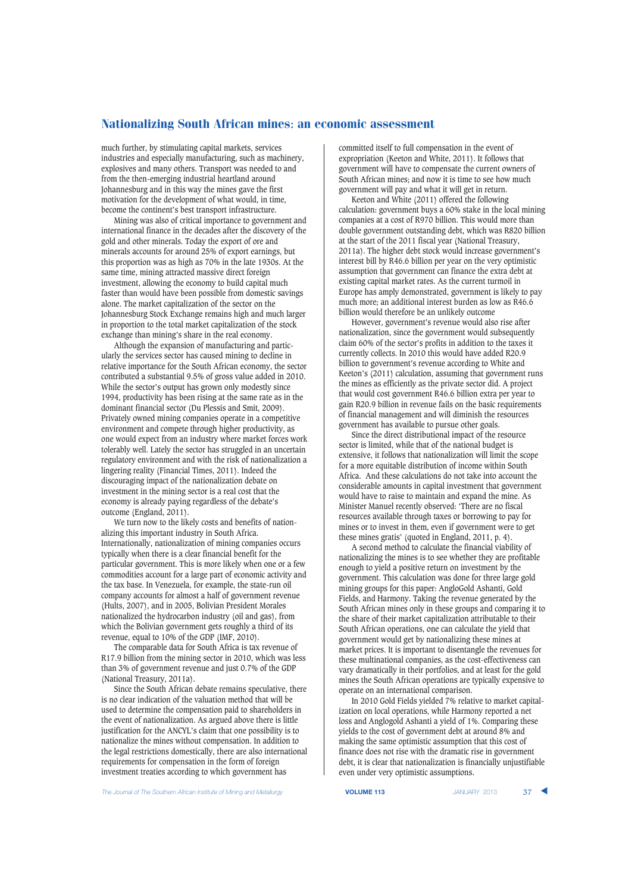much further, by stimulating capital markets, services industries and especially manufacturing, such as machinery, explosives and many others. Transport was needed to and from the then-emerging industrial heartland around Johannesburg and in this way the mines gave the first motivation for the development of what would, in time, become the continent's best transport infrastructure.

Mining was also of critical importance to government and international finance in the decades after the discovery of the gold and other minerals. Today the export of ore and minerals accounts for around 25% of export earnings, but this proportion was as high as 70% in the late 1930s. At the same time, mining attracted massive direct foreign investment, allowing the economy to build capital much faster than would have been possible from domestic savings alone. The market capitalization of the sector on the Johannesburg Stock Exchange remains high and much larger in proportion to the total market capitalization of the stock exchange than mining's share in the real economy.

Although the expansion of manufacturing and particularly the services sector has caused mining to decline in relative importance for the South African economy, the sector contributed a substantial 9.5% of gross value added in 2010. While the sector's output has grown only modestly since 1994, productivity has been rising at the same rate as in the dominant financial sector (Du Plessis and Smit, 2009). Privately owned mining companies operate in a competitive environment and compete through higher productivity, as one would expect from an industry where market forces work tolerably well. Lately the sector has struggled in an uncertain regulatory environment and with the risk of nationalization a lingering reality (Financial Times, 2011). Indeed the discouraging impact of the nationalization debate on investment in the mining sector is a real cost that the economy is already paying regardless of the debate's outcome (England, 2011).

We turn now to the likely costs and benefits of nationalizing this important industry in South Africa. Internationally, nationalization of mining companies occurs typically when there is a clear financial benefit for the particular government. This is more likely when one or a few commodities account for a large part of economic activity and the tax base. In Venezuela, for example, the state-run oil company accounts for almost a half of government revenue (Hults, 2007), and in 2005, Bolivian President Morales nationalized the hydrocarbon industry (oil and gas), from which the Bolivian government gets roughly a third of its revenue, equal to 10% of the GDP (IMF, 2010).

The comparable data for South Africa is tax revenue of R17.9 billion from the mining sector in 2010, which was less than 3% of government revenue and just 0.7% of the GDP (National Treasury, 2011a).

Since the South African debate remains speculative, there is no clear indication of the valuation method that will be used to determine the compensation paid to shareholders in the event of nationalization. As argued above there is little justification for the ANCYL's claim that one possibility is to nationalize the mines without compensation. In addition to the legal restrictions domestically, there are also international requirements for compensation in the form of foreign investment treaties according to which government has committed itself to full compensation in the event of expropriation (Keeton and White, 2011). It follows that government will have to compensate the current owners of South African mines; and now it is time to see how much government will pay and what it will get in return.

Keeton and White (2011) offered the following calculation: government buys a 60% stake in the local mining companies at a cost of R970 billion. This would more than double government outstanding debt, which was R820 billion at the start of the 2011 fiscal year (National Treasury, 2011a). The higher debt stock would increase government's interest bill by R46.6 billion per year on the very optimistic assumption that government can finance the extra debt at existing capital market rates. As the current turmoil in Europe has amply demonstrated, government is likely to pay much more; an additional interest burden as low as R46.6 billion would therefore be an unlikely outcome

However, government's revenue would also rise after nationalization, since the government would subsequently claim 60% of the sector's profits in addition to the taxes it currently collects. In 2010 this would have added R20.9 billion to government's revenue according to White and Keeton's (2011) calculation, assuming that government runs the mines as efficiently as the private sector did. A project that would cost government R46.6 billion extra per year to gain R20.9 billion in revenue fails on the basic requirements of financial management and will diminish the resources government has available to pursue other goals.

Since the direct distributional impact of the resource sector is limited, while that of the national budget is extensive, it follows that nationalization will limit the scope for a more equitable distribution of income within South Africa. And these calculations do not take into account the considerable amounts in capital investment that government would have to raise to maintain and expand the mine. As Minister Manuel recently observed: 'There are no fiscal resources available through taxes or borrowing to pay for mines or to invest in them, even if government were to get these mines gratis' (quoted in England, 2011, p. 4).

A second method to calculate the financial viability of nationalizing the mines is to see whether they are profitable enough to yield a positive return on investment by the government. This calculation was done for three large gold mining groups for this paper: AngloGold Ashanti, Gold Fields, and Harmony. Taking the revenue generated by the South African mines only in these groups and comparing it to the share of their market capitalization attributable to their South African operations, one can calculate the yield that government would get by nationalizing these mines at market prices. It is important to disentangle the revenues for these multinational companies, as the cost-effectiveness can vary dramatically in their portfolios, and at least for the gold mines the South African operations are typically expensive to operate on an international comparison.

In 2010 Gold Fields yielded 7% relative to market capitalization on local operations, while Harmony reported a net loss and Anglogold Ashanti a yield of 1%. Comparing these yields to the cost of government debt at around 8% and making the same optimistic assumption that this cost of finance does not rise with the dramatic rise in government debt, it is clear that nationalization is financially unjustifiable even under very optimistic assumptions.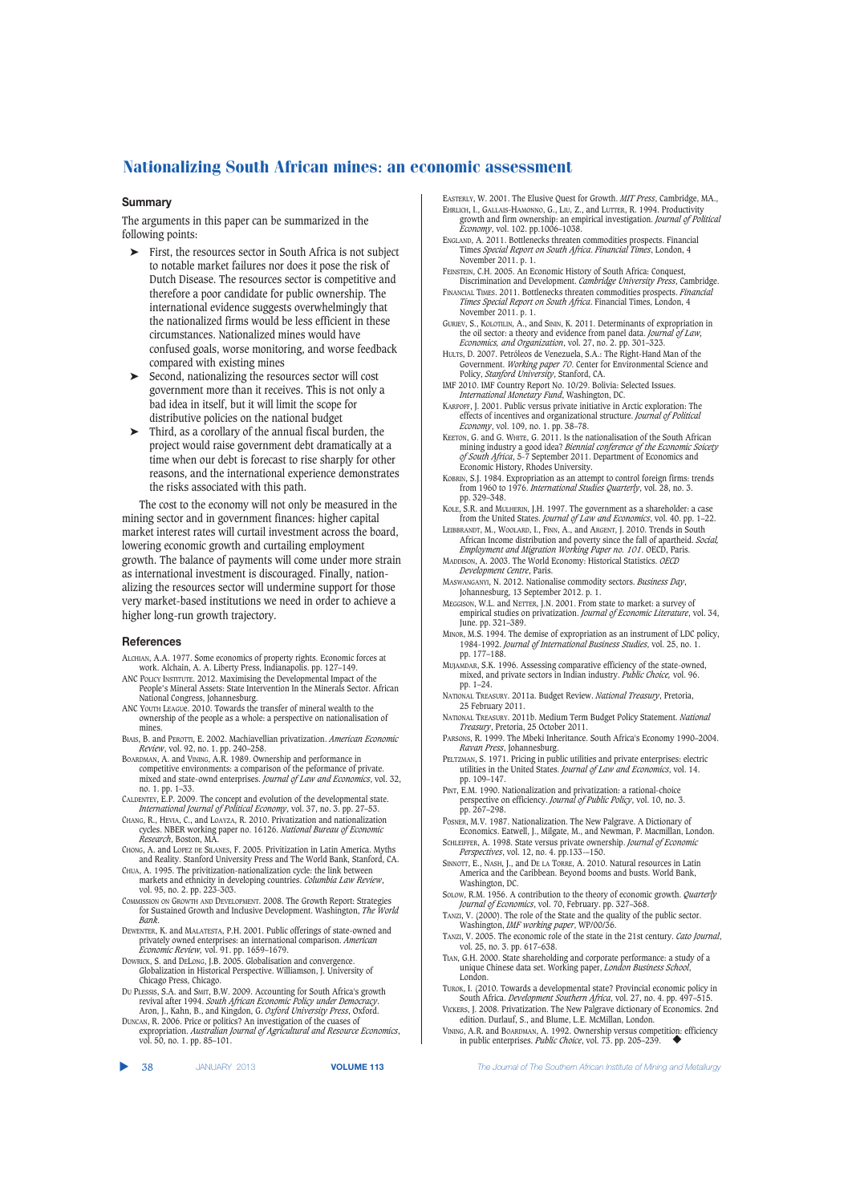## Summary

The arguments in this paper can be summarized in the following points:

- First, the resources sector in South Africa is not subject to notable market failures nor does it pose the risk of Dutch Disease. The resources sector is competitive and therefore a poor candidate for public ownership. The international evidence suggests overwhelmingly that the nationalized firms would be less efficient in these circumstances. Nationalized mines would have confused goals, worse monitoring, and worse feedback compared with existing mines
- Second, nationalizing the resources sector will cost government more than it receives. This is not only a bad idea in itself, but it will limit the scope for distributive policies on the national budget
- Third, as a corollary of the annual fiscal burden, the project would raise government debt dramatically at a time when our debt is forecast to rise sharply for other reasons, and the international experience demonstrates the risks associated with this path.

The cost to the economy will not only be measured in the mining sector and in government finances: higher capital market interest rates will curtail investment across the board, lowering economic growth and curtailing employment growth. The balance of payments will come under more strain as international investment is discouraged. Finally, nationalizing the resources sector will undermine support for those very market-based institutions we need in order to achieve a higher long-run growth trajectory.

## References

Alchian, A.A. 1977. Some economics of property rights. Economic forces at work. Alchain, A. A. Liberty Press, Indianapolis. pp. 127–149.

ANC Policy Institute. 2012. Maximising the Developmental Impact of the People's Mineral Assets: State Intervention In the Minerals Sector. African National Congress, Johannesburg.

ANC Youth League. 2010. Towards the transfer of mineral wealth to the ownership of the people as a whole: a perspective on nationalisation of mines.

Biais, B. and Perotti, E. 2002. Machiavellian privatization. *American Economic Review*, vol. 92, no. 1. pp. 240–258.

Boardman, A. and Vining, A.R. 1989. Ownership and performance in competitive environments: a comparison of the performance of private. mixed and state-ownd enterprises. *Journal of Law and Economics*, vol. 32, no. 1. pp. 1–33.

Caldentey, E.P. 2009. The concept and evolution of the developmental state. *International Journal of Political Economy*, vol. 37, no. 3. pp. 27–53.

Chang, R., Hevia, C., and Loayza, N. 2010. Privatization and nationalization cycles. NBER working paper no. 16126. *National Bureau of Economic Research*, Boston, MA.

Chong, A. and Lopez de Silanes, F. 2005. Privitization in Latin America. Myths and Reality. Stanford University Press and The World Bank, Stanford, CA.

Chua, A. 1995. The privitization-nationalization cycle: the link between markets and ethnicity in developing countries. *Columbia Law Review*, vol. 95, no. 2. pp. 223-303.

Commission on Growth and Development. 2008. The Growth Report: Strategies for Sustained Growth and Inclusive Development. Washington, *The World Bank*.

Dewenter, K. and Malatesta, P.H. 2001. Public offerings of state-owned and privately owned enterprises: an international comparison. *American Economic Review*, vol. 91. pp. 1659–1679.

Dowrick, S. and DeLong, J.B. 2005. Globalisation and convergence. Globalization in Historical Perspective. Williamson, J. University of Chicago Press, Chicago.

Du Plessis, S.A. and Smit, B.W. 2009. Accounting for South Africa's growth revival after 1994. *South African Economic Policy under Democracy*. Aron, J., Kahn, B., and Kingdon, G. *Oxford University Press*, Oxford.

Duncan, R. 2006. Price or politics? An investigation of the cuases of expropriation. *Australian Journal of Agricultural and Resource Economics*, vol. 50, no. 1. pp. 85–101.

Easterly, W. 2001. The Elusive Quest for Growth. *MIT Press*, Cambridge, MA.,

Ehrlich, I., Gallais-Hamonno, G., Liu, Z., and Lutter, R. 1994. Productivity growth and firm ownership: an empirical investigation. *Journal of Political Economy*, vol. 102. pp.1006–1038.

England, A. 2011. Bottlenecks threaten commodities prospects. Financial Times *Special Report on South Africa*. *Financial Times*, London, 4 November 2011. p. 1.

Feinstein, C.H. 2005. An Economic History of South Africa: Conquest, Discrimination and Development. *Cambridge University Press*, Cambridge.

Financial Times. 2011. Bottlenecks threaten commodities prospects. *Financial Times Special Report on South Africa*. Financial Times, London, 4 November 2011. p. 1.

Guriev, S., Kolotilin, A., and Sinin, K. 2011. Determinants of expropriation in the oil sector: a theory and evidence from panel data. *Journal of Law, Economics, and Organization*, vol. 27, no. 2. pp. 301–323.

Hults, D. 2007. Petróleos de Venezuela, S.A.: The Right-Hand Man of the Government. *Working paper 70*. Center for Environmental Science and Policy, *Stanford University*, Stanford, CA.

IMF 2010. IMF Country Report No. 10/29. Bolivia: Selected Issues. *International Monetary Fund*, Washington, DC.

Karpoff, J. 2001. Public versus private initiative in Arctic exploration: The effects of incentives and organizational structure. *Journal of Political Economy*, vol. 109, no. 1. pp. 38–78.

Keeton, G. and G. White, G. 2011. Is the nationalisation of the South African mining industry a good idea? *Biennial conference of the Economic Society of South Africa*, 5-7 September 2011. Department of Economics and Economic History, Rhodes University.

Kobrin, S.J. 1984. Expropriation as an attempt to control foreign firms: trends from 1960 to 1976. *International Studies Quarterly*, vol. 28, no. 3. pp. 329–348.

Kole, S.R. and Mulherin, J.H. 1997. The government as a shareholder: a case from the United States. *Journal of Law and Economics*, vol. 40. pp. 1–22.

Leibbrandt, M., Woolard, I., Finn, A., and Argent, J. 2010. Trends in South African Income distribution and poverty since the fall of apartheid. *Social, Employment and Migration Working Paper no. 101*. OECD, Paris.

Maddison, A. 2003. The World Economy: Historical Statistics. *OECD Development Centre*, Paris.

Maswanganyi, N. 2012. Nationalise commodity sectors. *Business Day*, Johannesburg, 13 September 2012. p. 1.

Meggison, W.L. and Netter, J.N. 2001. From state to market: a survey of empirical studies on privatization. *Journal of Economic Literature*, vol. 34, June. pp. 321–389.

Minor, M.S. 1994. The demise of expropriation as an instrument of LDC policy, 1984-1992. *Journal of International Business Studies*, vol. 25, no. 1. pp. 177–188.

Mujamdar, S.K. 1996. Assessing comparative efficiency of the state-owned, mixed, and private sectors in Indian industry. *Public Choice*, vol. 96. pp. 1–24.

National Treasury. 2011a. Budget Review. *National Treasury*, Pretoria, 25 February 2011.

National Treasury. 2011b. Medium Term Budget Policy Statement. *National Treasury*, Pretoria, 25 October 2011.

Parsons, R. 1999. The Mbeki Inheritance. South Africa's Economy 1990–2004. *Ravan Press*, Johannesburg.

Peltzman, S. 1971. Pricing in public utilities and private enterprises: electric utilities in the United States. *Journal of Law and Economics*, vol. 14. pp. 109–147.

Pint, E.M. 1990. Nationalization and privatization: a rational-choice perspective on efficiency. *Journal of Public Policy*, vol. 10, no. 3. pp. 267–298.

Posner, M.V. 1987. Nationalization. The New Palgrave. A Dictionary of Economics. Eatwell, J., Milgate, M., and Newman, P. Macmillan, London.

Schleiffer, A. 1998. State versus private ownership. *Journal of Economic Perspectives*, vol. 12, no. 4. pp.133—150.

Sinnott, E., Nash, J., and De la Torre, A. 2010. Natural resources in Latin America and the Caribbean. Beyond booms and busts. World Bank, Washington, DC.

Solow, R.M. 1956. A contribution to the theory of economic growth. *Quarterly Journal of Economics*, vol. 70, February. pp. 327–368.

Tanzi, V. (2000). The role of the State and the quality of the public sector. Washington, *IMF working paper*, WP/00/36.

Tanzi, V. 2005. The economic role of the state in the 21st century. *Cato Journal*, vol. 25, no. 3. pp. 617–638.

Tian, G.H. 2000. State shareholding and corporate performance: a study of a unique Chinese data set. Working paper, *London Business School*, London.

Turok, I. (2010. Towards a developmental state? Provincial economic policy in South Africa. *Development Southern Africa*, vol. 27, no. 4. pp. 497–515.

Vickers, J. 2008. Privatization. The New Palgrave dictionary of Economics. 2nd edition. Durlauf, S., and Blume, L.E. McMillan, London.

Vining, A.R. and Boardman, A. 1992. Ownership versus competition: efficiency in public enterprises. *Public Choice*, vol. 73. pp. 205–239. ◆